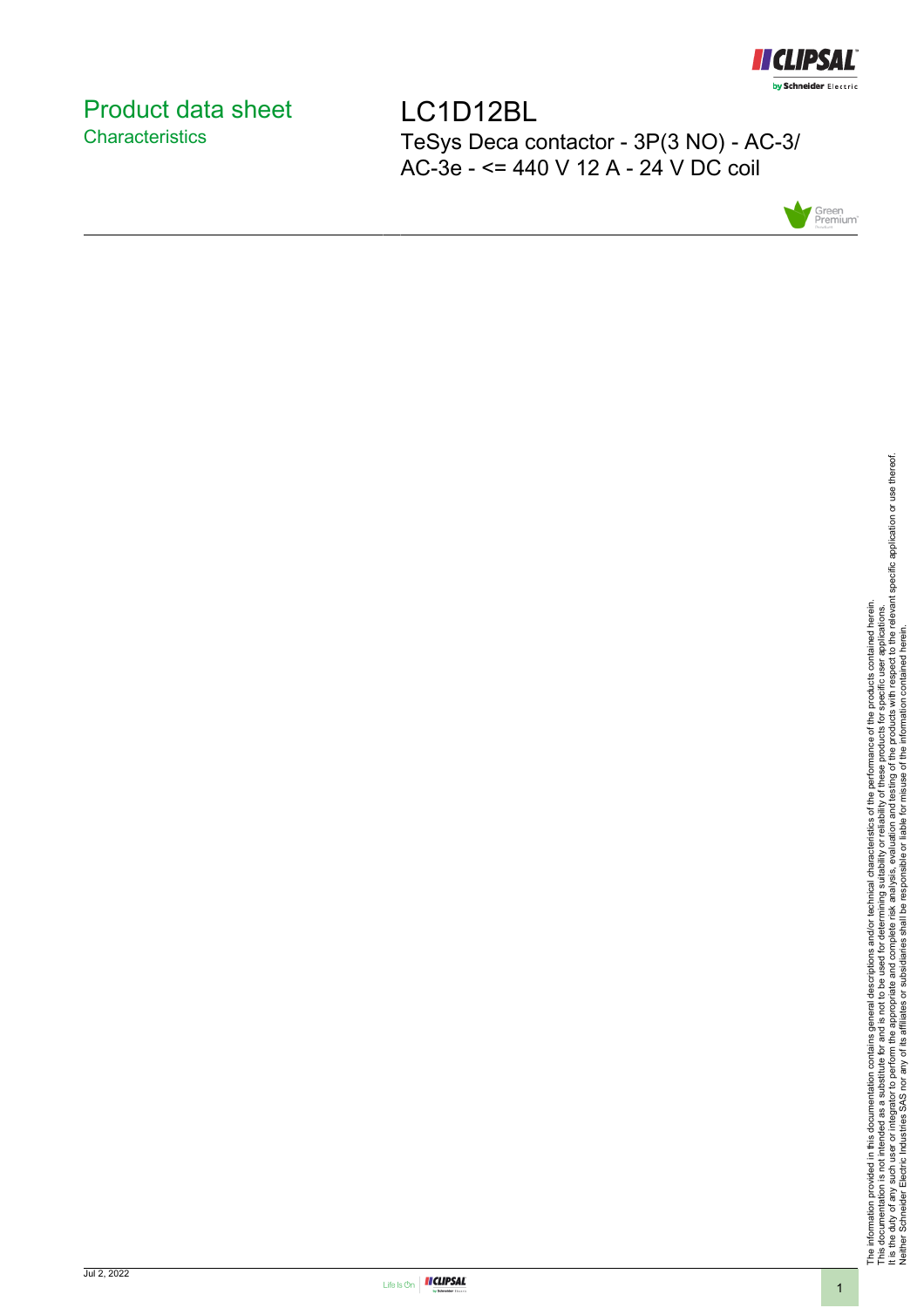# Product data sheet
## Characteristics

# LC1D12BL

TeSys Deca contactor - 3P(3 NO) - AC-3/ AC-3e - <= 440 V 12 A - 24 V DC coil

The information provided in this documentation contains general descriptions and/or technical characteristics of the performance of the products contained herein.
This documentation is not intended as a substitute for and is not to be used for determining suitability or reliability of these products for specific user applications.
It is the duty of any such user or integrator to perform the appropriate and complete risk analysis, evaluation and testing of the products with respect to the relevant specific application or use thereof.
Neither Schneider Electric Industries SAS nor any of its affiliates or subsidiaries shall be responsible or liable for misuse of the information contained herein.

Jul 2, 2022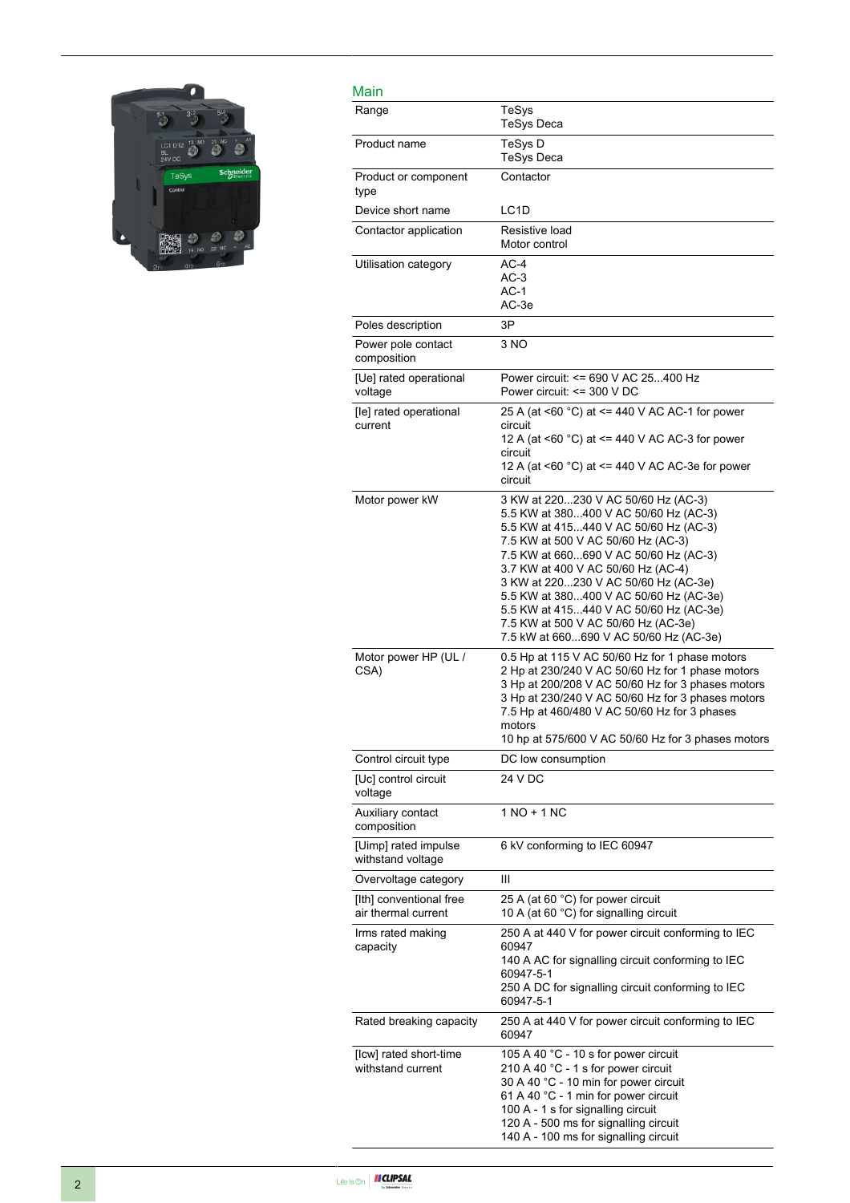## Main

| | |
|---|---|
| Range | TeSys<br>TeSys Deca |
| Product name | TeSys D<br>TeSys Deca |
| Product or component type | Contactor |
| Device short name | LC1D |
| Contactor application | Resistive load<br>Motor control |
| Utilisation category | AC-4<br>AC-3<br>AC-1<br>AC-3e |
| Poles description | 3P |
| Power pole contact composition | 3 NO |
| [Ue] rated operational voltage | Power circuit: <= 690 V AC 25...400 Hz<br>Power circuit: <= 300 V DC |
| [Ie] rated operational current | 25 A (at <60 °C) at <= 440 V AC AC-1 for power circuit<br>12 A (at <60 °C) at <= 440 V AC AC-3 for power circuit<br>12 A (at <60 °C) at <= 440 V AC AC-3e for power circuit |
| Motor power kW | 3 KW at 220...230 V AC 50/60 Hz (AC-3)<br>5.5 KW at 380...400 V AC 50/60 Hz (AC-3)<br>5.5 KW at 415...440 V AC 50/60 Hz (AC-3)<br>7.5 KW at 500 V AC 50/60 Hz (AC-3)<br>7.5 KW at 660...690 V AC 50/60 Hz (AC-3)<br>3.7 KW at 400 V AC 50/60 Hz (AC-4)<br>3 KW at 220...230 V AC 50/60 Hz (AC-3e)<br>5.5 KW at 380...400 V AC 50/60 Hz (AC-3e)<br>5.5 KW at 415...440 V AC 50/60 Hz (AC-3e)<br>7.5 KW at 500 V AC 50/60 Hz (AC-3e)<br>7.5 kW at 660...690 V AC 50/60 Hz (AC-3e) |
| Motor power HP (UL / CSA) | 0.5 Hp at 115 V AC 50/60 Hz for 1 phase motors<br>2 Hp at 230/240 V AC 50/60 Hz for 1 phase motors<br>3 Hp at 200/208 V AC 50/60 Hz for 3 phases motors<br>3 Hp at 230/240 V AC 50/60 Hz for 3 phases motors<br>7.5 Hp at 460/480 V AC 50/60 Hz for 3 phases motors<br>10 hp at 575/600 V AC 50/60 Hz for 3 phases motors |
| Control circuit type | DC low consumption |
| [Uc] control circuit voltage | 24 V DC |
| Auxiliary contact composition | 1 NO + 1 NC |
| [Uimp] rated impulse withstand voltage | 6 kV conforming to IEC 60947 |
| Overvoltage category | III |
| [Ith] conventional free air thermal current | 25 A (at 60 °C) for power circuit<br>10 A (at 60 °C) for signalling circuit |
| Irms rated making capacity | 250 A at 440 V for power circuit conforming to IEC 60947<br>140 A AC for signalling circuit conforming to IEC 60947-5-1<br>250 A DC for signalling circuit conforming to IEC 60947-5-1 |
| Rated breaking capacity | 250 A at 440 V for power circuit conforming to IEC 60947 |
| [Icw] rated short-time withstand current | 105 A 40 °C - 10 s for power circuit<br>210 A 40 °C - 1 s for power circuit<br>30 A 40 °C - 10 min for power circuit<br>61 A 40 °C - 1 min for power circuit<br>100 A - 1 s for signalling circuit<br>120 A - 500 ms for signalling circuit<br>140 A - 100 ms for signalling circuit |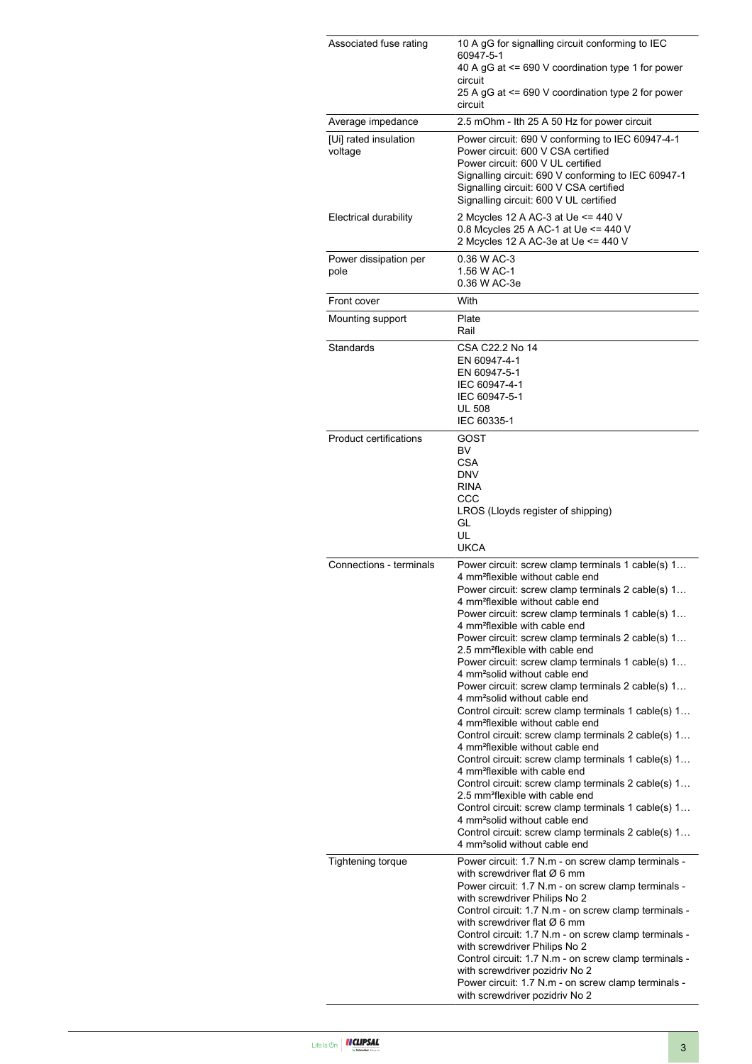| | |
|---|---|
| Associated fuse rating | 10 A gG for signalling circuit conforming to IEC 60947-5-1<br>40 A gG at <= 690 V coordination type 1 for power circuit<br>25 A gG at <= 690 V coordination type 2 for power circuit |
| Average impedance | 2.5 mOhm - Ith 25 A 50 Hz for power circuit |
| [Ui] rated insulation voltage | Power circuit: 690 V conforming to IEC 60947-4-1<br>Power circuit: 600 V CSA certified<br>Power circuit: 600 V UL certified<br>Signalling circuit: 690 V conforming to IEC 60947-1<br>Signalling circuit: 600 V CSA certified<br>Signalling circuit: 600 V UL certified |
| Electrical durability | 2 Mcycles 12 A AC-3 at Ue <= 440 V<br>0.8 Mcycles 25 A AC-1 at Ue <= 440 V<br>2 Mcycles 12 A AC-3e at Ue <= 440 V |
| Power dissipation per pole | 0.36 W AC-3<br>1.56 W AC-1<br>0.36 W AC-3e |
| Front cover | With |
| Mounting support | Plate<br>Rail |
| Standards | CSA C22.2 No 14<br>EN 60947-4-1<br>EN 60947-5-1<br>IEC 60947-4-1<br>IEC 60947-5-1<br>UL 508<br>IEC 60335-1 |
| Product certifications | GOST<br>BV<br>CSA<br>DNV<br>RINA<br>CCC<br>LROS (Lloyds register of shipping)<br>GL<br>UL<br>UKCA |
| Connections - terminals | Power circuit: screw clamp terminals 1 cable(s) 1…4 mm²flexible without cable end<br>Power circuit: screw clamp terminals 2 cable(s) 1…4 mm²flexible without cable end<br>Power circuit: screw clamp terminals 1 cable(s) 1…4 mm²flexible with cable end<br>Power circuit: screw clamp terminals 2 cable(s) 1…2.5 mm²flexible with cable end<br>Power circuit: screw clamp terminals 1 cable(s) 1…4 mm²solid without cable end<br>Power circuit: screw clamp terminals 2 cable(s) 1…4 mm²solid without cable end<br>Control circuit: screw clamp terminals 1 cable(s) 1…4 mm²flexible without cable end<br>Control circuit: screw clamp terminals 2 cable(s) 1…4 mm²flexible without cable end<br>Control circuit: screw clamp terminals 1 cable(s) 1…4 mm²flexible with cable end<br>Control circuit: screw clamp terminals 2 cable(s) 1…2.5 mm²flexible with cable end<br>Control circuit: screw clamp terminals 1 cable(s) 1…4 mm²solid without cable end<br>Control circuit: screw clamp terminals 2 cable(s) 1…4 mm²solid without cable end |
| Tightening torque | Power circuit: 1.7 N.m - on screw clamp terminals - with screwdriver flat Ø 6 mm<br>Power circuit: 1.7 N.m - on screw clamp terminals - with screwdriver Philips No 2<br>Control circuit: 1.7 N.m - on screw clamp terminals - with screwdriver flat Ø 6 mm<br>Control circuit: 1.7 N.m - on screw clamp terminals - with screwdriver Philips No 2<br>Control circuit: 1.7 N.m - on screw clamp terminals - with screwdriver pozidriv No 2<br>Power circuit: 1.7 N.m - on screw clamp terminals - with screwdriver pozidriv No 2 |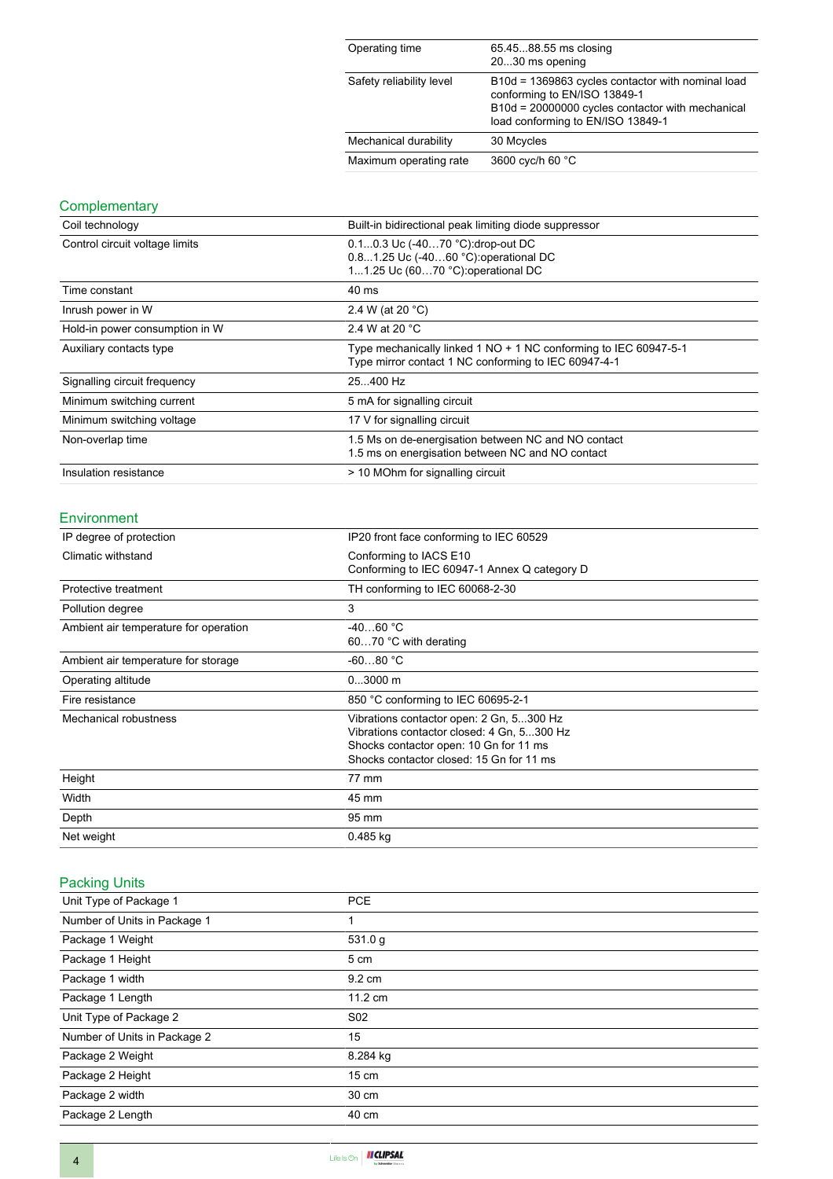| | |
|---|---|
| Operating time | 65.45...88.55 ms closing<br>20...30 ms opening |
| Safety reliability level | B10d = 1369863 cycles contactor with nominal load conforming to EN/ISO 13849-1<br>B10d = 20000000 cycles contactor with mechanical load conforming to EN/ISO 13849-1 |
| Mechanical durability | 30 Mcycles |
| Maximum operating rate | 3600 cyc/h 60 °C |

## Complementary

| | |
|---|---|
| Coil technology | Built-in bidirectional peak limiting diode suppressor |
| Control circuit voltage limits | 0.1...0.3 Uc (-40…70 °C):drop-out DC<br>0.8...1.25 Uc (-40…60 °C):operational DC<br>1...1.25 Uc (60…70 °C):operational DC |
| Time constant | 40 ms |
| Inrush power in W | 2.4 W (at 20 °C) |
| Hold-in power consumption in W | 2.4 W at 20 °C |
| Auxiliary contacts type | Type mechanically linked 1 NO + 1 NC conforming to IEC 60947-5-1<br>Type mirror contact 1 NC conforming to IEC 60947-4-1 |
| Signalling circuit frequency | 25...400 Hz |
| Minimum switching current | 5 mA for signalling circuit |
| Minimum switching voltage | 17 V for signalling circuit |
| Non-overlap time | 1.5 Ms on de-energisation between NC and NO contact<br>1.5 ms on energisation between NC and NO contact |
| Insulation resistance | > 10 MOhm for signalling circuit |

## Environment

| | |
|---|---|
| IP degree of protection | IP20 front face conforming to IEC 60529 |
| Climatic withstand | Conforming to IACS E10<br>Conforming to IEC 60947-1 Annex Q category D |
| Protective treatment | TH conforming to IEC 60068-2-30 |
| Pollution degree | 3 |
| Ambient air temperature for operation | -40…60 °C<br>60…70 °C with derating |
| Ambient air temperature for storage | -60...80 °C |
| Operating altitude | 0...3000 m |
| Fire resistance | 850 °C conforming to IEC 60695-2-1 |
| Mechanical robustness | Vibrations contactor open: 2 Gn, 5...300 Hz<br>Vibrations contactor closed: 4 Gn, 5...300 Hz<br>Shocks contactor open: 10 Gn for 11 ms<br>Shocks contactor closed: 15 Gn for 11 ms |
| Height | 77 mm |
| Width | 45 mm |
| Depth | 95 mm |
| Net weight | 0.485 kg |

## Packing Units

| | |
|---|---|
| Unit Type of Package 1 | PCE |
| Number of Units in Package 1 | 1 |
| Package 1 Weight | 531.0 g |
| Package 1 Height | 5 cm |
| Package 1 width | 9.2 cm |
| Package 1 Length | 11.2 cm |
| Unit Type of Package 2 | S02 |
| Number of Units in Package 2 | 15 |
| Package 2 Weight | 8.284 kg |
| Package 2 Height | 15 cm |
| Package 2 width | 30 cm |
| Package 2 Length | 40 cm |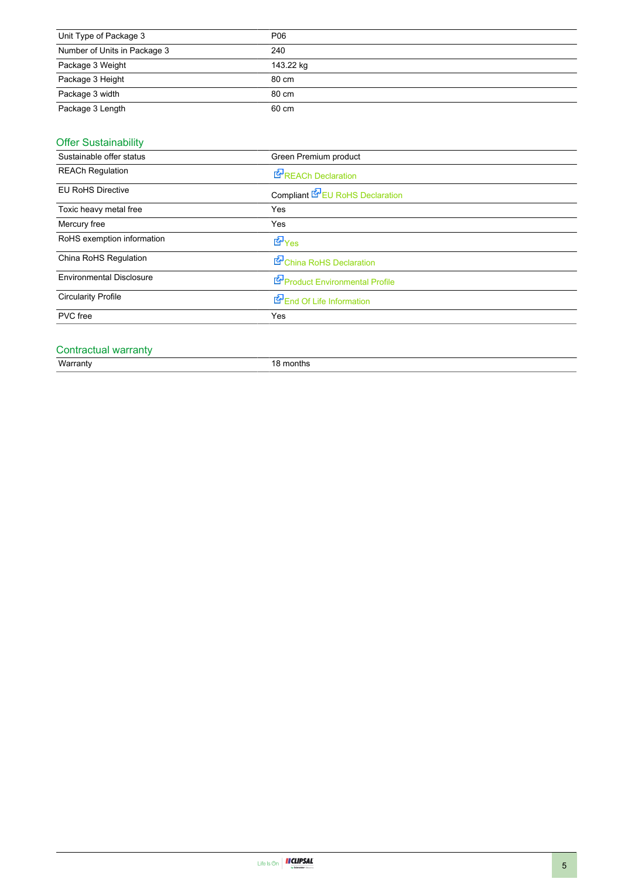| | |
|---|---|
| Unit Type of Package 3 | P06 |
| Number of Units in Package 3 | 240 |
| Package 3 Weight | 143.22 kg |
| Package 3 Height | 80 cm |
| Package 3 width | 80 cm |
| Package 3 Length | 60 cm |

## Offer Sustainability

| | |
|---|---|
| Sustainable offer status | Green Premium product |
| REACh Regulation | REACh Declaration |
| EU RoHS Directive | Compliant EU RoHS Declaration |
| Toxic heavy metal free | Yes |
| Mercury free | Yes |
| RoHS exemption information | Yes |
| China RoHS Regulation | China RoHS Declaration |
| Environmental Disclosure | Product Environmental Profile |
| Circularity Profile | End Of Life Information |
| PVC free | Yes |

## Contractual warranty

| | |
|---|---|
| Warranty | 18 months |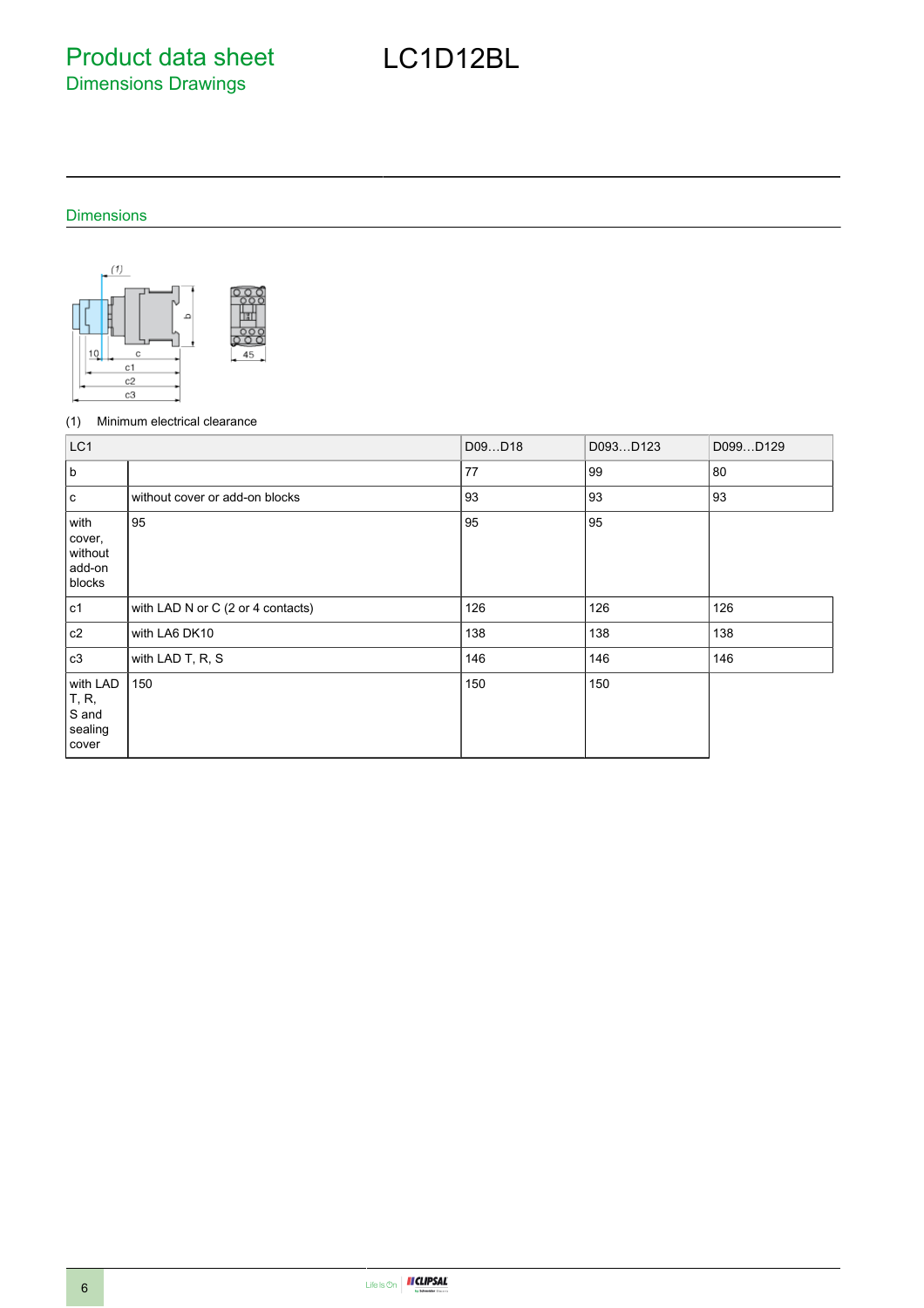# Product data sheet
## Dimensions Drawings

# LC1D12BL

### Dimensions

(1) Minimum electrical clearance

| LC1 | | D09…D18 | D093…D123 | D099…D129 |
|---|---|---|---|---|
| b | | 77 | 99 | 80 |
| c | without cover or add-on blocks | 93 | 93 | 93 |
| with cover, without add-on blocks | 95 | 95 | 95 | |
| c1 | with LAD N or C (2 or 4 contacts) | 126 | 126 | 126 |
| c2 | with LA6 DK10 | 138 | 138 | 138 |
| c3 | with LAD T, R, S | 146 | 146 | 146 |
| with LAD T, R, S and sealing cover | 150 | 150 | 150 | |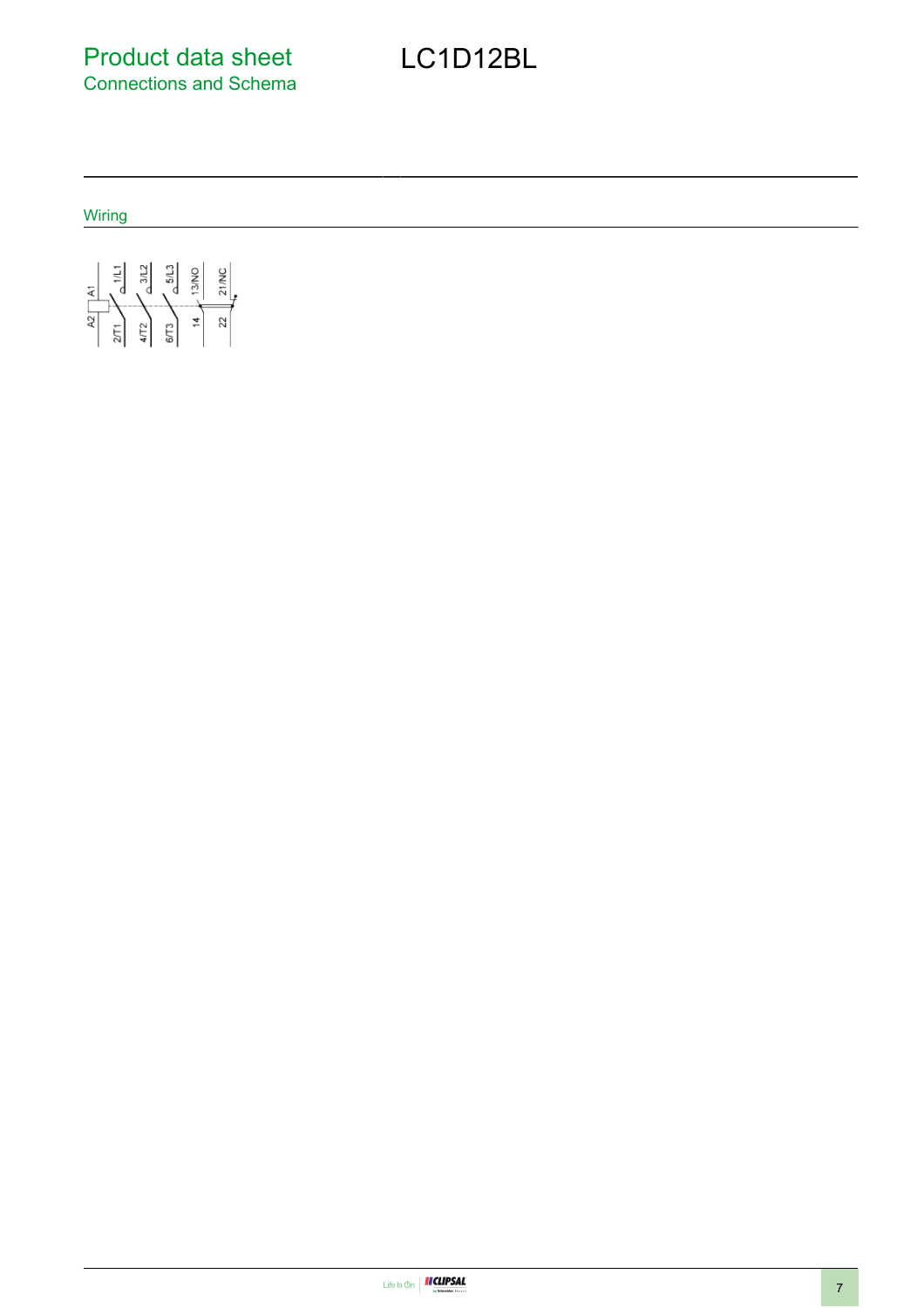## Wiring

A1
1/L1
3/L2
5/L3
13/NO
21/NC
A2
2/T1
4/T2
6/T3
14
22